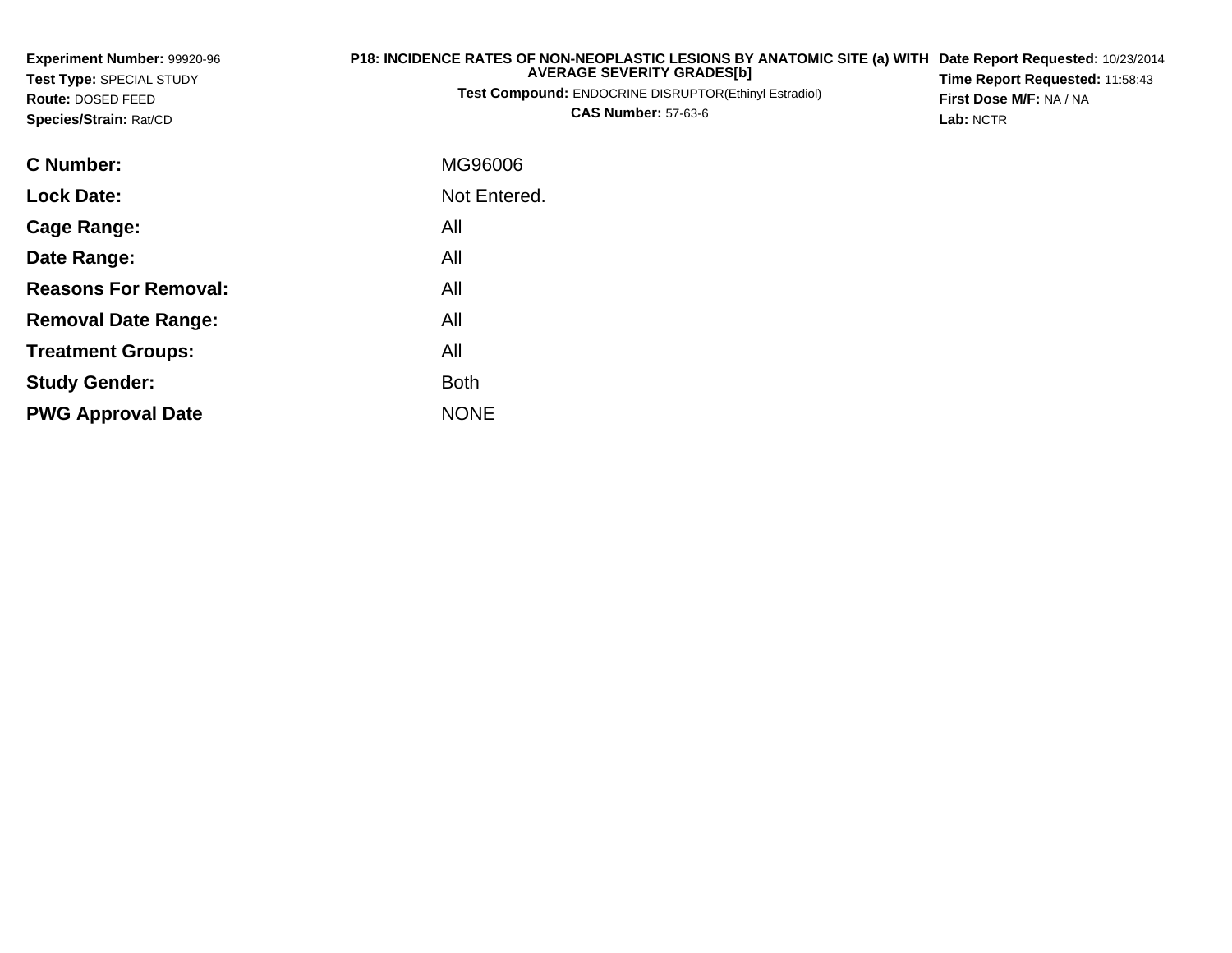**Experiment Number:** 99920-96
**Test Type:** SPECIAL STUDY
**Route:** DOSED FEED
**Species/Strain:** Rat/CD

**P18: INCIDENCE RATES OF NON-NEOPLASTIC LESIONS BY ANATOMIC SITE (a) WITH AVERAGE SEVERITY GRADES[b]**
**Test Compound:** ENDOCRINE DISRUPTOR(Ethinyl Estradiol)
**CAS Number:** 57-63-6

**Date Report Requested:** 10/23/2014
**Time Report Requested:** 11:58:43
**First Dose M/F:** NA / NA
**Lab:** NCTR

| | |
|---|---|
| **C Number:** | MG96006 |
| **Lock Date:** | Not Entered. |
| **Cage Range:** | All |
| **Date Range:** | All |
| **Reasons For Removal:** | All |
| **Removal Date Range:** | All |
| **Treatment Groups:** | All |
| **Study Gender:** | Both |
| **PWG Approval Date** | NONE |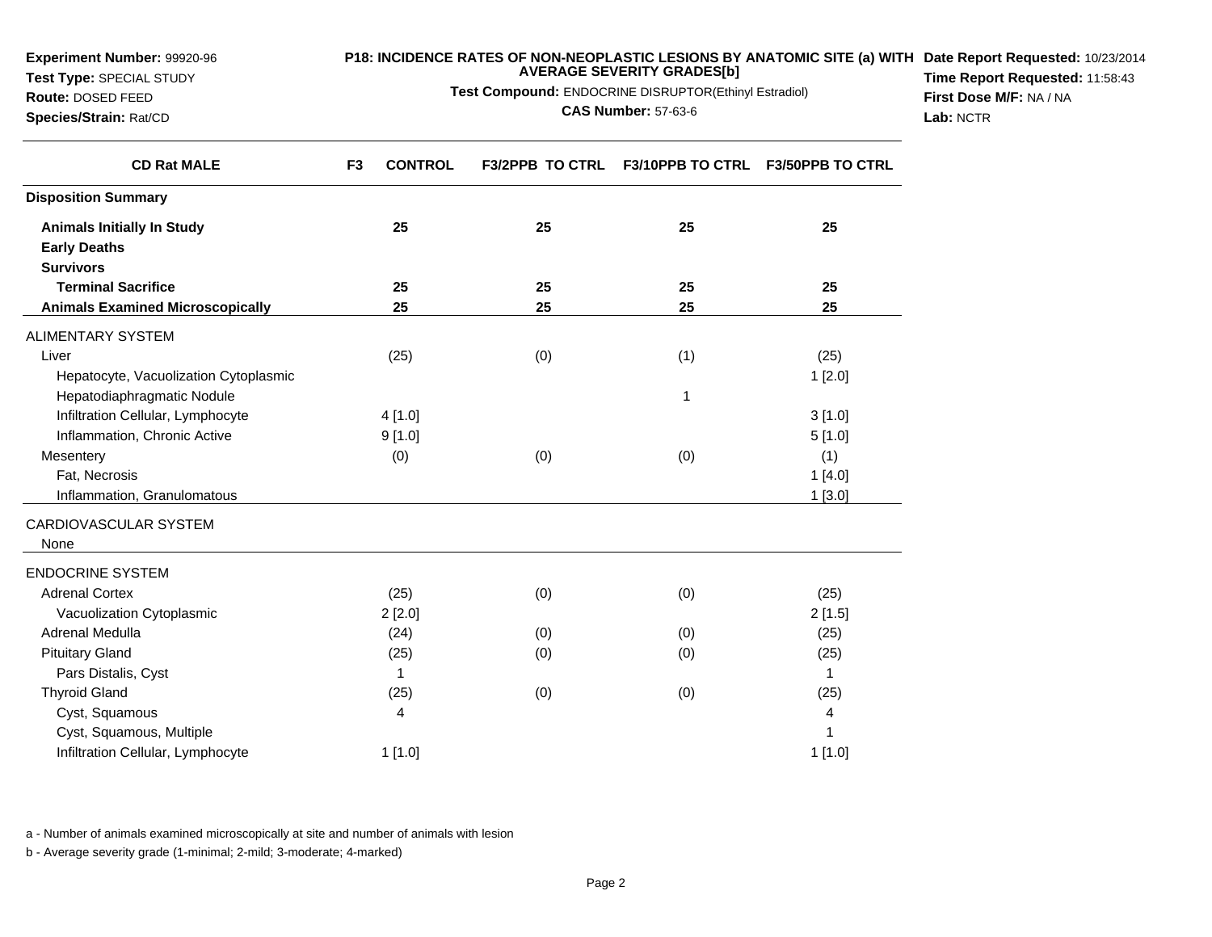**Experiment Number:** 99920-96
**Test Type:** SPECIAL STUDY
**Route:** DOSED FEED
**Species/Strain:** Rat/CD

**P18: INCIDENCE RATES OF NON-NEOPLASTIC LESIONS BY ANATOMIC SITE (a) WITH AVERAGE SEVERITY GRADES[b]**
**Test Compound:** ENDOCRINE DISRUPTOR(Ethinyl Estradiol)
**CAS Number:** 57-63-6

**Date Report Requested:** 10/23/2014
**Time Report Requested:** 11:58:43
**First Dose M/F:** NA / NA
**Lab:** NCTR

| CD Rat MALE | F3 CONTROL | F3/2PPB TO CTRL | F3/10PPB TO CTRL | F3/50PPB TO CTRL |
|---|---|---|---|---|
| **Disposition Summary** | | | | |
| **Animals Initially In Study** | 25 | 25 | 25 | 25 |
| **Early Deaths** | | | | |
| **Survivors** | | | | |
| **Terminal Sacrifice** | 25 | 25 | 25 | 25 |
| **Animals Examined Microscopically** | 25 | 25 | 25 | 25 |
| ALIMENTARY SYSTEM | | | | |
| Liver | (25) | (0) | (1) | (25) |
| Hepatocyte, Vacuolization Cytoplasmic | | | | 1 [2.0] |
| Hepatodiaphragmatic Nodule | | | 1 | |
| Infiltration Cellular, Lymphocyte | 4 [1.0] | | | 3 [1.0] |
| Inflammation, Chronic Active | 9 [1.0] | | | 5 [1.0] |
| Mesentery | (0) | (0) | (0) | (1) |
| Fat, Necrosis | | | | 1 [4.0] |
| Inflammation, Granulomatous | | | | 1 [3.0] |
| CARDIOVASCULAR SYSTEM | | | | |
| None | | | | |
| ENDOCRINE SYSTEM | | | | |
| Adrenal Cortex | (25) | (0) | (0) | (25) |
| Vacuolization Cytoplasmic | 2 [2.0] | | | 2 [1.5] |
| Adrenal Medulla | (24) | (0) | (0) | (25) |
| Pituitary Gland | (25) | (0) | (0) | (25) |
| Pars Distalis, Cyst | 1 | | | 1 |
| Thyroid Gland | (25) | (0) | (0) | (25) |
| Cyst, Squamous | 4 | | | 4 |
| Cyst, Squamous, Multiple | | | | 1 |
| Infiltration Cellular, Lymphocyte | 1 [1.0] | | | 1 [1.0] |

a - Number of animals examined microscopically at site and number of animals with lesion

b - Average severity grade (1-minimal; 2-mild; 3-moderate; 4-marked)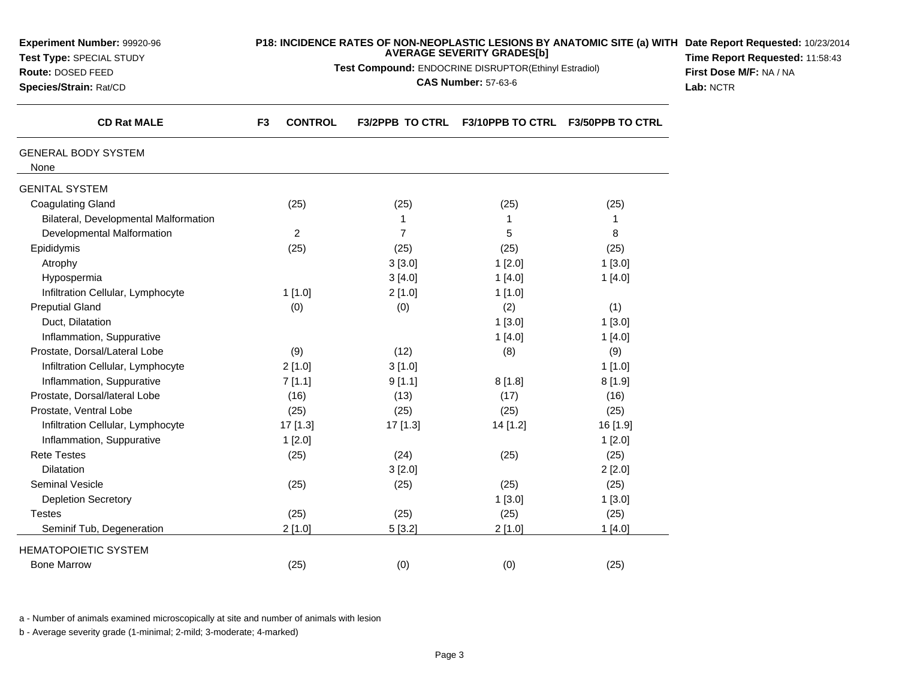**Experiment Number:** 99920-96
**Test Type:** SPECIAL STUDY
**Route:** DOSED FEED
**Species/Strain:** Rat/CD

**P18: INCIDENCE RATES OF NON-NEOPLASTIC LESIONS BY ANATOMIC SITE (a) WITH AVERAGE SEVERITY GRADES[b]**

**Test Compound:** ENDOCRINE DISRUPTOR(Ethinyl Estradiol)

**CAS Number:** 57-63-6

**Date Report Requested:** 10/23/2014
**Time Report Requested:** 11:58:43
**First Dose M/F:** NA / NA
**Lab:** NCTR

| CD Rat MALE | F3 CONTROL | F3/2PPB TO CTRL | F3/10PPB TO CTRL | F3/50PPB TO CTRL |
|---|---|---|---|---|
| GENERAL BODY SYSTEM | | | | |
| None | | | | |
| GENITAL SYSTEM | | | | |
| Coagulating Gland | (25) | (25) | (25) | (25) |
| Bilateral, Developmental Malformation | | 1 | 1 | 1 |
| Developmental Malformation | 2 | 7 | 5 | 8 |
| Epididymis | (25) | (25) | (25) | (25) |
| Atrophy | | 3 [3.0] | 1 [2.0] | 1 [3.0] |
| Hypospermia | | 3 [4.0] | 1 [4.0] | 1 [4.0] |
| Infiltration Cellular, Lymphocyte | 1 [1.0] | 2 [1.0] | 1 [1.0] | |
| Preputial Gland | (0) | (0) | (2) | (1) |
| Duct, Dilatation | | | 1 [3.0] | 1 [3.0] |
| Inflammation, Suppurative | | | 1 [4.0] | 1 [4.0] |
| Prostate, Dorsal/Lateral Lobe | (9) | (12) | (8) | (9) |
| Infiltration Cellular, Lymphocyte | 2 [1.0] | 3 [1.0] | | 1 [1.0] |
| Inflammation, Suppurative | 7 [1.1] | 9 [1.1] | 8 [1.8] | 8 [1.9] |
| Prostate, Dorsal/lateral Lobe | (16) | (13) | (17) | (16) |
| Prostate, Ventral Lobe | (25) | (25) | (25) | (25) |
| Infiltration Cellular, Lymphocyte | 17 [1.3] | 17 [1.3] | 14 [1.2] | 16 [1.9] |
| Inflammation, Suppurative | 1 [2.0] | | | 1 [2.0] |
| Rete Testes | (25) | (24) | (25) | (25) |
| Dilatation | | 3 [2.0] | | 2 [2.0] |
| Seminal Vesicle | (25) | (25) | (25) | (25) |
| Depletion Secretory | | | 1 [3.0] | 1 [3.0] |
| Testes | (25) | (25) | (25) | (25) |
| Seminif Tub, Degeneration | 2 [1.0] | 5 [3.2] | 2 [1.0] | 1 [4.0] |
| HEMATOPOIETIC SYSTEM | | | | |
| Bone Marrow | (25) | (0) | (0) | (25) |

a - Number of animals examined microscopically at site and number of animals with lesion

b - Average severity grade (1-minimal; 2-mild; 3-moderate; 4-marked)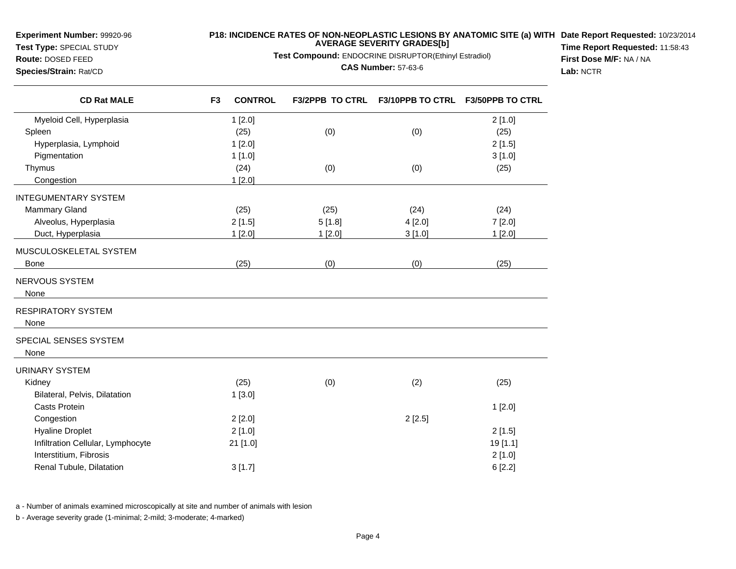**Experiment Number:** 99920-96
**Test Type:** SPECIAL STUDY
**Route:** DOSED FEED
**Species/Strain:** Rat/CD

**P18: INCIDENCE RATES OF NON-NEOPLASTIC LESIONS BY ANATOMIC SITE (a) WITH AVERAGE SEVERITY GRADES[b]**
**Test Compound:** ENDOCRINE DISRUPTOR(Ethinyl Estradiol)
**CAS Number:** 57-63-6

**Date Report Requested:** 10/23/2014
**Time Report Requested:** 11:58:43
**First Dose M/F:** NA / NA
**Lab:** NCTR

| CD Rat MALE | F3 CONTROL | F3/2PPB TO CTRL | F3/10PPB TO CTRL | F3/50PPB TO CTRL |
|---|---|---|---|---|
| Myeloid Cell, Hyperplasia | 1 [2.0] | | | 2 [1.0] |
| Spleen | (25) | (0) | (0) | (25) |
| Hyperplasia, Lymphoid | 1 [2.0] | | | 2 [1.5] |
| Pigmentation | 1 [1.0] | | | 3 [1.0] |
| Thymus | (24) | (0) | (0) | (25) |
| Congestion | 1 [2.0] | | | |
| INTEGUMENTARY SYSTEM | | | | |
| Mammary Gland | (25) | (25) | (24) | (24) |
| Alveolus, Hyperplasia | 2 [1.5] | 5 [1.8] | 4 [2.0] | 7 [2.0] |
| Duct, Hyperplasia | 1 [2.0] | 1 [2.0] | 3 [1.0] | 1 [2.0] |
| MUSCULOSKELETAL SYSTEM | | | | |
| Bone | (25) | (0) | (0) | (25) |
| NERVOUS SYSTEM | | | | |
| None | | | | |
| RESPIRATORY SYSTEM | | | | |
| None | | | | |
| SPECIAL SENSES SYSTEM | | | | |
| None | | | | |
| URINARY SYSTEM | | | | |
| Kidney | (25) | (0) | (2) | (25) |
| Bilateral, Pelvis, Dilatation | 1 [3.0] | | | |
| Casts Protein | | | | 1 [2.0] |
| Congestion | 2 [2.0] | | 2 [2.5] | |
| Hyaline Droplet | 2 [1.0] | | | 2 [1.5] |
| Infiltration Cellular, Lymphocyte | 21 [1.0] | | | 19 [1.1] |
| Interstitium, Fibrosis | | | | 2 [1.0] |
| Renal Tubule, Dilatation | 3 [1.7] | | | 6 [2.2] |

a - Number of animals examined microscopically at site and number of animals with lesion

b - Average severity grade (1-minimal; 2-mild; 3-moderate; 4-marked)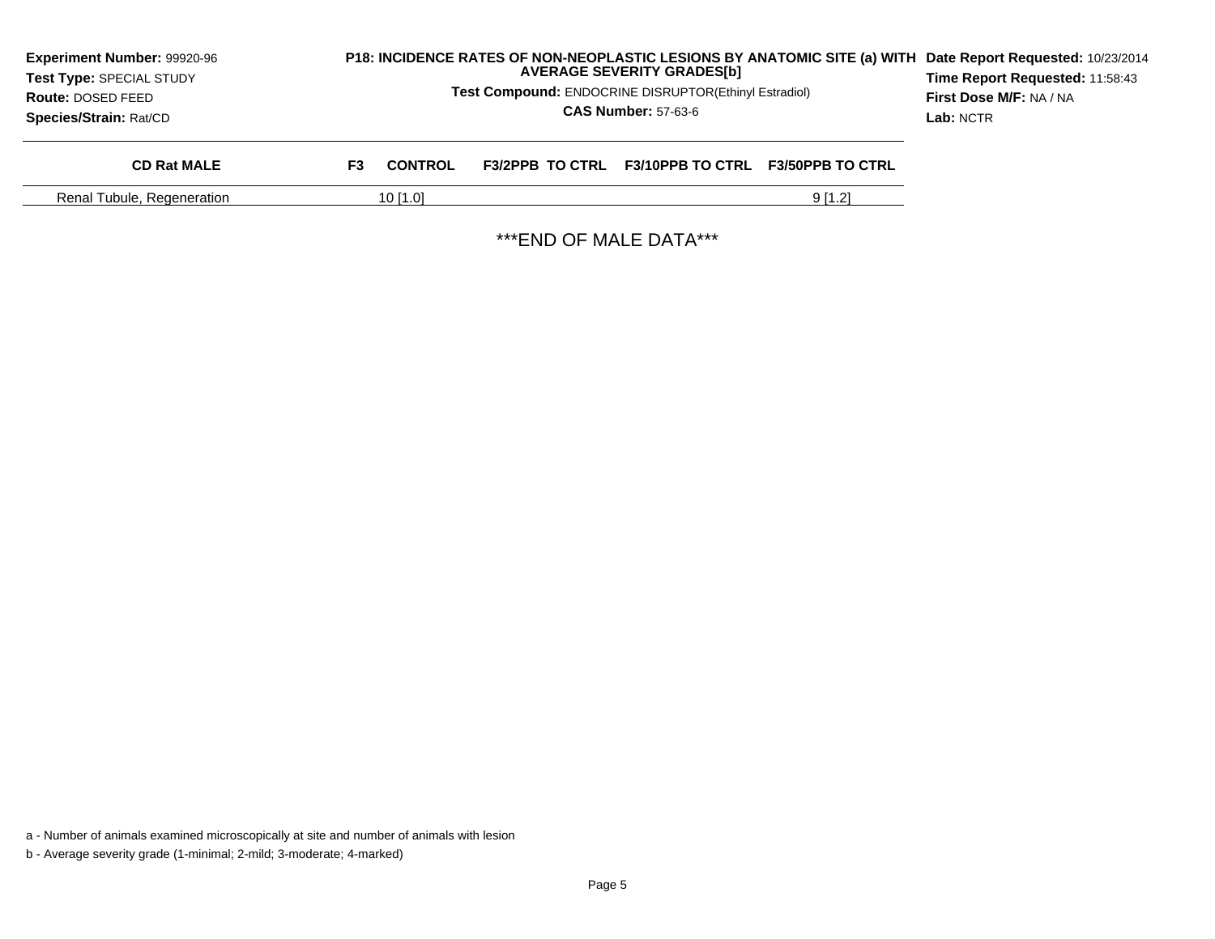**Experiment Number:** 99920-96
**Test Type:** SPECIAL STUDY
**Route:** DOSED FEED
**Species/Strain:** Rat/CD

**P18: INCIDENCE RATES OF NON-NEOPLASTIC LESIONS BY ANATOMIC SITE (a) WITH AVERAGE SEVERITY GRADES[b]**
**Test Compound:** ENDOCRINE DISRUPTOR(Ethinyl Estradiol)
**CAS Number:** 57-63-6

**Date Report Requested:** 10/23/2014
**Time Report Requested:** 11:58:43
**First Dose M/F:** NA / NA
**Lab:** NCTR

| CD Rat MALE | F3 CONTROL | F3/2PPB TO CTRL | F3/10PPB TO CTRL | F3/50PPB TO CTRL |
|---|---|---|---|---|
| Renal Tubule, Regeneration | 10 [1.0] | | | 9 [1.2] |

***END OF MALE DATA***

a - Number of animals examined microscopically at site and number of animals with lesion

b - Average severity grade (1-minimal; 2-mild; 3-moderate; 4-marked)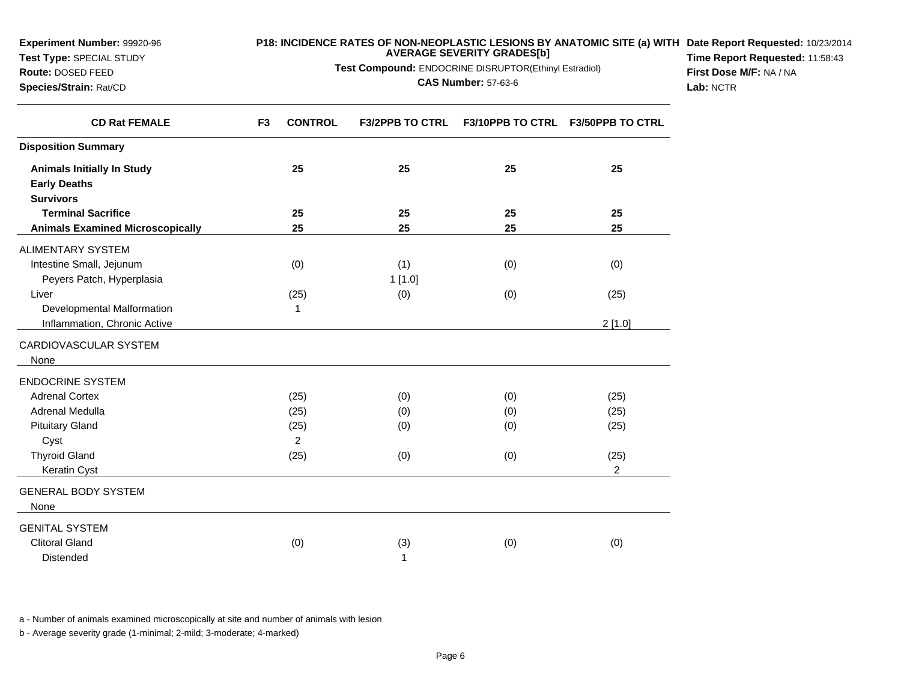**Experiment Number:** 99920-96
**Test Type:** SPECIAL STUDY
**Route:** DOSED FEED
**Species/Strain:** Rat/CD

**P18: INCIDENCE RATES OF NON-NEOPLASTIC LESIONS BY ANATOMIC SITE (a) WITH AVERAGE SEVERITY GRADES[b]**

**Test Compound:** ENDOCRINE DISRUPTOR(Ethinyl Estradiol)

**CAS Number:** 57-63-6

**Date Report Requested:** 10/23/2014
**Time Report Requested:** 11:58:43
**First Dose M/F:** NA / NA
**Lab:** NCTR

| CD Rat FEMALE | F3 CONTROL | F3/2PPB TO CTRL | F3/10PPB TO CTRL | F3/50PPB TO CTRL |
|---|---|---|---|---|
| **Disposition Summary** | | | | |
| **Animals Initially In Study** | 25 | 25 | 25 | 25 |
| **Early Deaths** | | | | |
| **Survivors** | | | | |
| **Terminal Sacrifice** | 25 | 25 | 25 | 25 |
| **Animals Examined Microscopically** | 25 | 25 | 25 | 25 |
| ALIMENTARY SYSTEM | | | | |
| Intestine Small, Jejunum | (0) | (1) | (0) | (0) |
| Peyers Patch, Hyperplasia | | 1 [1.0] | | |
| Liver | (25) | (0) | (0) | (25) |
| Developmental Malformation | 1 | | | |
| Inflammation, Chronic Active | | | | 2 [1.0] |
| CARDIOVASCULAR SYSTEM | | | | |
| None | | | | |
| ENDOCRINE SYSTEM | | | | |
| Adrenal Cortex | (25) | (0) | (0) | (25) |
| Adrenal Medulla | (25) | (0) | (0) | (25) |
| Pituitary Gland | (25) | (0) | (0) | (25) |
| Cyst | 2 | | | |
| Thyroid Gland | (25) | (0) | (0) | (25) |
| Keratin Cyst | | | | 2 |
| GENERAL BODY SYSTEM | | | | |
| None | | | | |
| GENITAL SYSTEM | | | | |
| Clitoral Gland | (0) | (3) | (0) | (0) |
| Distended | | 1 | | |

a - Number of animals examined microscopically at site and number of animals with lesion

b - Average severity grade (1-minimal; 2-mild; 3-moderate; 4-marked)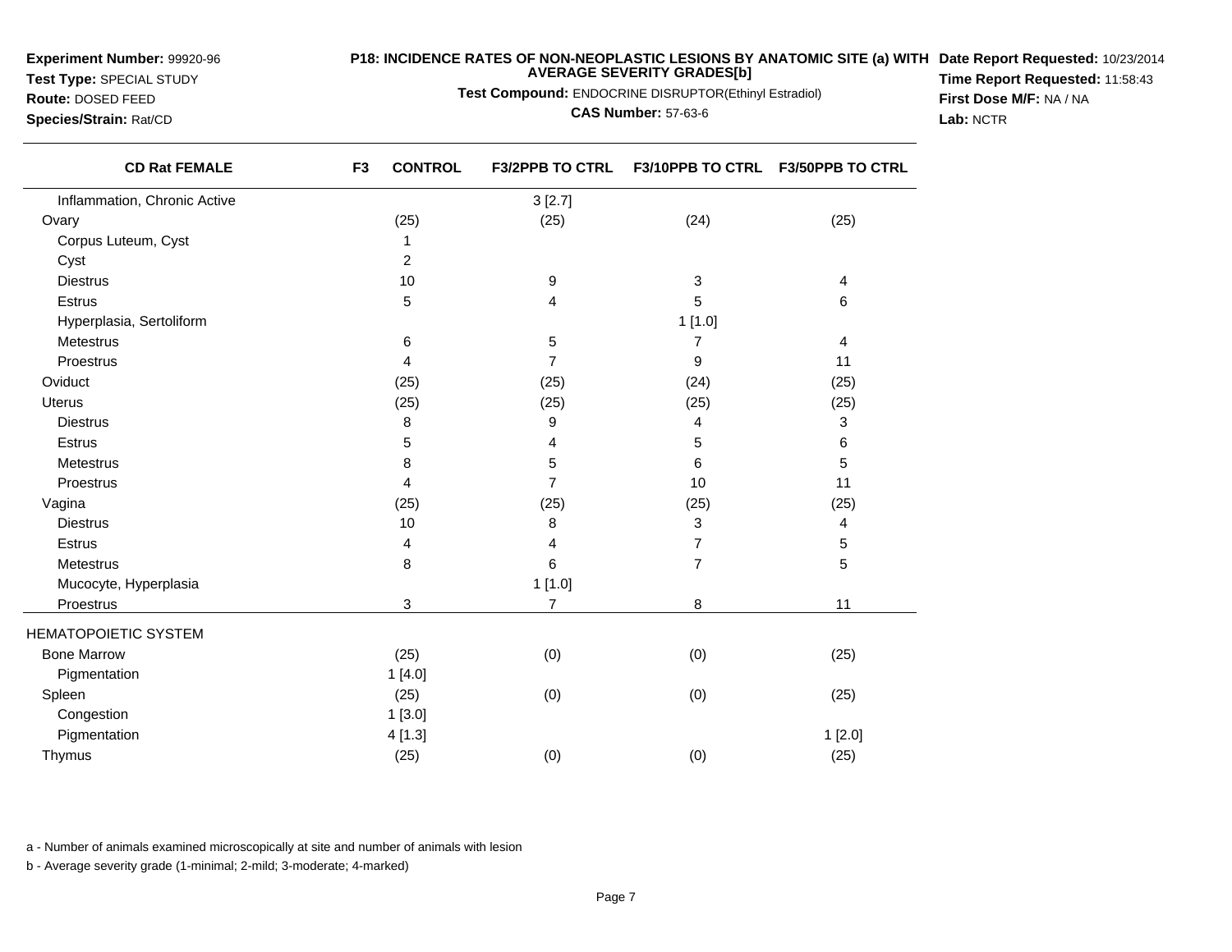**Experiment Number:** 99920-96
**Test Type:** SPECIAL STUDY
**Route:** DOSED FEED
**Species/Strain:** Rat/CD

**P18: INCIDENCE RATES OF NON-NEOPLASTIC LESIONS BY ANATOMIC SITE (a) WITH AVERAGE SEVERITY GRADES[b]**
**Test Compound:** ENDOCRINE DISRUPTOR(Ethinyl Estradiol)
**CAS Number:** 57-63-6

**Date Report Requested:** 10/23/2014
**Time Report Requested:** 11:58:43
**First Dose M/F:** NA / NA
**Lab:** NCTR

| CD Rat FEMALE | F3 CONTROL | F3/2PPB TO CTRL | F3/10PPB TO CTRL | F3/50PPB TO CTRL |
|---|---|---|---|---|
| Inflammation, Chronic Active | | 3 [2.7] | | |
| Ovary | (25) | (25) | (24) | (25) |
| Corpus Luteum, Cyst | 1 | | | |
| Cyst | 2 | | | |
| Diestrus | 10 | 9 | 3 | 4 |
| Estrus | 5 | 4 | 5 | 6 |
| Hyperplasia, Sertoliform | | | 1 [1.0] | |
| Metestrus | 6 | 5 | 7 | 4 |
| Proestrus | 4 | 7 | 9 | 11 |
| Oviduct | (25) | (25) | (24) | (25) |
| Uterus | (25) | (25) | (25) | (25) |
| Diestrus | 8 | 9 | 4 | 3 |
| Estrus | 5 | 4 | 5 | 6 |
| Metestrus | 8 | 5 | 6 | 5 |
| Proestrus | 4 | 7 | 10 | 11 |
| Vagina | (25) | (25) | (25) | (25) |
| Diestrus | 10 | 8 | 3 | 4 |
| Estrus | 4 | 4 | 7 | 5 |
| Metestrus | 8 | 6 | 7 | 5 |
| Mucocyte, Hyperplasia | | 1 [1.0] | | |
| Proestrus | 3 | 7 | 8 | 11 |
| HEMATOPOIETIC SYSTEM | | | | |
| Bone Marrow | (25) | (0) | (0) | (25) |
| Pigmentation | 1 [4.0] | | | |
| Spleen | (25) | (0) | (0) | (25) |
| Congestion | 1 [3.0] | | | |
| Pigmentation | 4 [1.3] | | | 1 [2.0] |
| Thymus | (25) | (0) | (0) | (25) |

a - Number of animals examined microscopically at site and number of animals with lesion

b - Average severity grade (1-minimal; 2-mild; 3-moderate; 4-marked)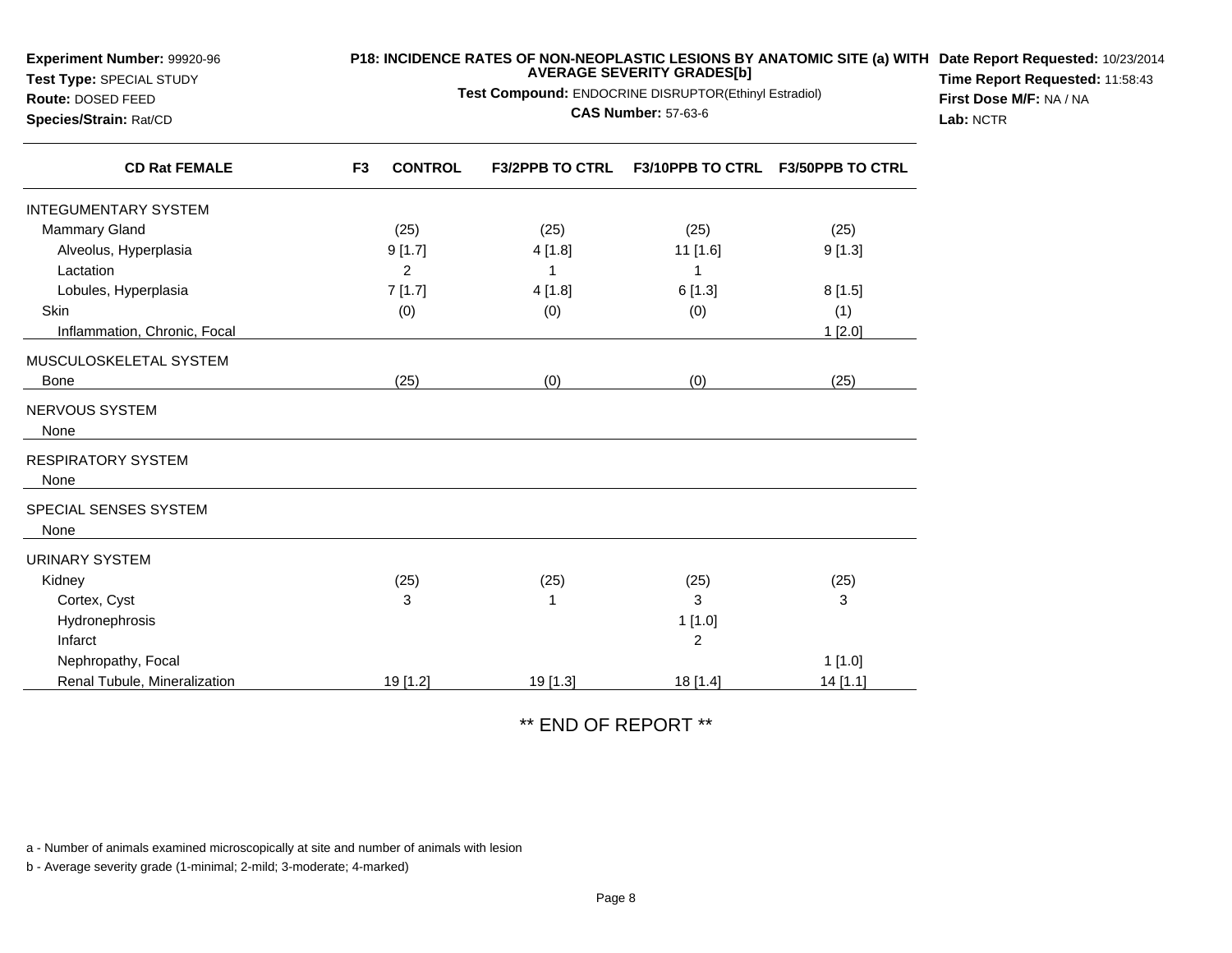**Experiment Number:** 99920-96
**Test Type:** SPECIAL STUDY
**Route:** DOSED FEED
**Species/Strain:** Rat/CD

**P18: INCIDENCE RATES OF NON-NEOPLASTIC LESIONS BY ANATOMIC SITE (a) WITH AVERAGE SEVERITY GRADES[b]**
**Test Compound:** ENDOCRINE DISRUPTOR(Ethinyl Estradiol)
**CAS Number:** 57-63-6

**Date Report Requested:** 10/23/2014
**Time Report Requested:** 11:58:43
**First Dose M/F:** NA / NA
**Lab:** NCTR

| CD Rat FEMALE | F3 CONTROL | F3/2PPB TO CTRL | F3/10PPB TO CTRL | F3/50PPB TO CTRL |
|---|---|---|---|---|
| INTEGUMENTARY SYSTEM | | | | |
| Mammary Gland | (25) | (25) | (25) | (25) |
| Alveolus, Hyperplasia | 9 [1.7] | 4 [1.8] | 11 [1.6] | 9 [1.3] |
| Lactation | 2 | 1 | 1 | |
| Lobules, Hyperplasia | 7 [1.7] | 4 [1.8] | 6 [1.3] | 8 [1.5] |
| Skin | (0) | (0) | (0) | (1) |
| Inflammation, Chronic, Focal | | | | 1 [2.0] |
| MUSCULOSKELETAL SYSTEM | | | | |
| Bone | (25) | (0) | (0) | (25) |
| NERVOUS SYSTEM | | | | |
| None | | | | |
| RESPIRATORY SYSTEM | | | | |
| None | | | | |
| SPECIAL SENSES SYSTEM | | | | |
| None | | | | |
| URINARY SYSTEM | | | | |
| Kidney | (25) | (25) | (25) | (25) |
| Cortex, Cyst | 3 | 1 | 3 | 3 |
| Hydronephrosis | | | 1 [1.0] | |
| Infarct | | | 2 | |
| Nephropathy, Focal | | | | 1 [1.0] |
| Renal Tubule, Mineralization | 19 [1.2] | 19 [1.3] | 18 [1.4] | 14 [1.1] |

** END OF REPORT **

a - Number of animals examined microscopically at site and number of animals with lesion

b - Average severity grade (1-minimal; 2-mild; 3-moderate; 4-marked)